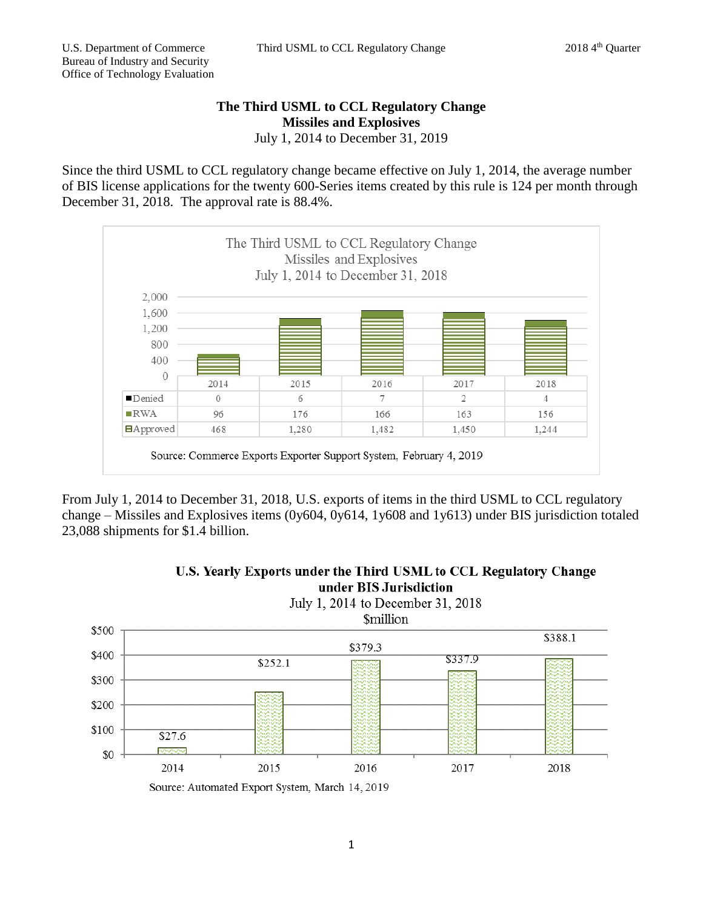# The Third USML to CCL Regulatory Change
## Missiles and Explosives
July 1, 2014 to December 31, 2019

Since the third USML to CCL regulatory change became effective on July 1, 2014, the average number of BIS license applications for the twenty 600-Series items created by this rule is 124 per month through December 31, 2018. The approval rate is 88.4%.

The Third USML to CCL Regulatory Change
Missiles and Explosives
July 1, 2014 to December 31, 2018

| | 2014 | 2015 | 2016 | 2017 | 2018 |
|---|---|---|---|---|---|
| Denied | 0 | 6 | 7 | 2 | 4 |
| RWA | 96 | 176 | 166 | 163 | 156 |
| Approved | 468 | 1,280 | 1,482 | 1,450 | 1,244 |

Source: Commerce Exports Exporter Support System, February 4, 2019

From July 1, 2014 to December 31, 2018, U.S. exports of items in the third USML to CCL regulatory change – Missiles and Explosives items (0y604, 0y614, 1y608 and 1y613) under BIS jurisdiction totaled 23,088 shipments for $1.4 billion.

**U.S. Yearly Exports under the Third USML to CCL Regulatory Change under BIS Jurisdiction**
July 1, 2014 to December 31, 2018
$million

| 2014 | 2015 | 2016 | 2017 | 2018 |
|---|---|---|---|---|
| $27.6 | $252.1 | $379.3 | $337.9 | $388.1 |

Source: Automated Export System, March 14, 2019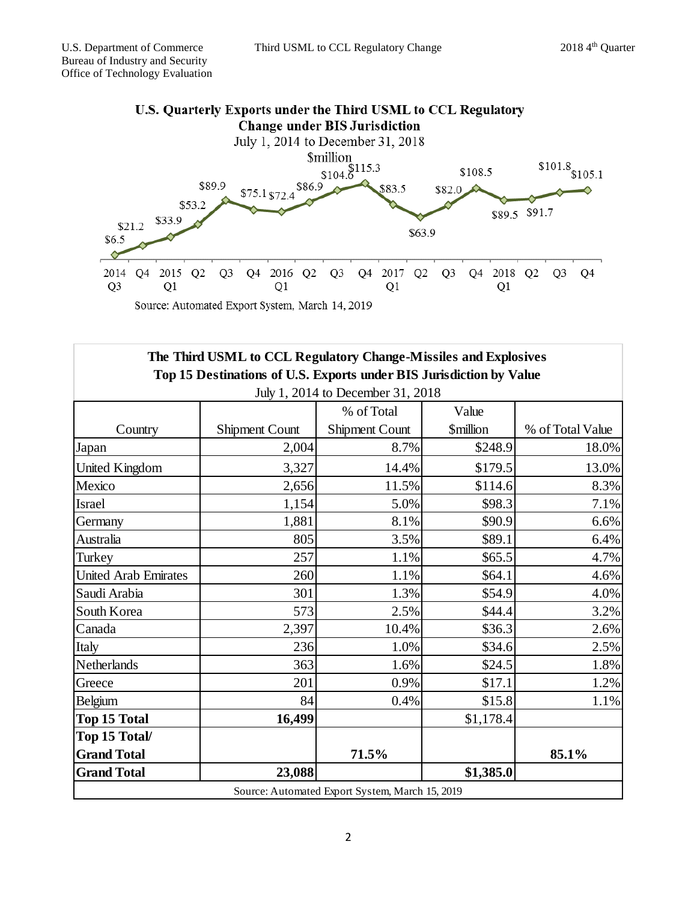## U.S. Quarterly Exports under the Third USML to CCL Regulatory Change under BIS Jurisdiction

July 1, 2014 to December 31, 2018

$million

| Quarter | Value ($million) |
|---|---|
| 2014 Q3 | $6.5 |
| Q4 | $21.2 |
| 2015 Q1 | $33.9 |
| Q2 | $53.2 |
| Q3 | $89.9 |
| Q4 | $75.1 |
| 2016 Q1 | $72.4 |
| Q2 | $86.9 |
| Q3 | $104.6 |
| Q4 | $115.3 |
| 2017 Q1 | $83.5 |
| Q2 | $63.9 |
| Q3 | $82.0 |
| Q4 | $108.5 |
| 2018 Q1 | $89.5 |
| Q2 | $91.7 |
| Q3 | $101.8 |
| Q4 | $105.1 |

Source: Automated Export System, March 14, 2019

## The Third USML to CCL Regulatory Change-Missiles and Explosives
### Top 15 Destinations of U.S. Exports under BIS Jurisdiction by Value

July 1, 2014 to December 31, 2018

| Country | Shipment Count | % of Total Shipment Count | Value $million | % of Total Value |
|---|---|---|---|---|
| Japan | 2,004 | 8.7% | $248.9 | 18.0% |
| United Kingdom | 3,327 | 14.4% | $179.5 | 13.0% |
| Mexico | 2,656 | 11.5% | $114.6 | 8.3% |
| Israel | 1,154 | 5.0% | $98.3 | 7.1% |
| Germany | 1,881 | 8.1% | $90.9 | 6.6% |
| Australia | 805 | 3.5% | $89.1 | 6.4% |
| Turkey | 257 | 1.1% | $65.5 | 4.7% |
| United Arab Emirates | 260 | 1.1% | $64.1 | 4.6% |
| Saudi Arabia | 301 | 1.3% | $54.9 | 4.0% |
| South Korea | 573 | 2.5% | $44.4 | 3.2% |
| Canada | 2,397 | 10.4% | $36.3 | 2.6% |
| Italy | 236 | 1.0% | $34.6 | 2.5% |
| Netherlands | 363 | 1.6% | $24.5 | 1.8% |
| Greece | 201 | 0.9% | $17.1 | 1.2% |
| Belgium | 84 | 0.4% | $15.8 | 1.1% |
| **Top 15 Total** | **16,499** | | $1,178.4 | |
| **Top 15 Total/ Grand Total** | | **71.5%** | | **85.1%** |
| **Grand Total** | **23,088** | | **$1,385.0** | |

Source: Automated Export System, March 15, 2019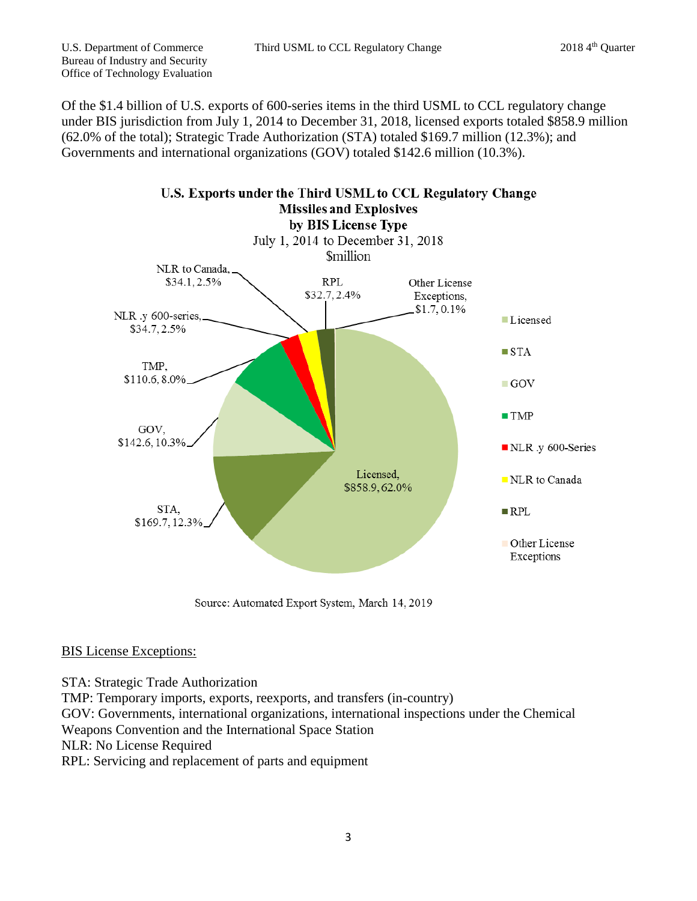Of the $1.4 billion of U.S. exports of 600-series items in the third USML to CCL regulatory change under BIS jurisdiction from July 1, 2014 to December 31, 2018, licensed exports totaled $858.9 million (62.0% of the total); Strategic Trade Authorization (STA) totaled $169.7 million (12.3%); and Governments and international organizations (GOV) totaled $142.6 million (10.3%).

**U.S. Exports under the Third USML to CCL Regulatory Change**
**Missiles and Explosives**
**by BIS License Type**
July 1, 2014 to December 31, 2018
$million

Licensed, $858.9, 62.0%
STA, $169.7, 12.3%
GOV, $142.6, 10.3%
TMP, $110.6, 8.0%
NLR .y 600-series, $34.7, 2.5%
NLR to Canada, $34.1, 2.5%
RPL $32.7, 2.4%
Other License Exceptions, $1.7, 0.1%

Licensed
STA
GOV
TMP
NLR .y 600-Series
NLR to Canada
RPL
Other License Exceptions

Source: Automated Export System, March 14, 2019

BIS License Exceptions:

STA: Strategic Trade Authorization
TMP: Temporary imports, exports, reexports, and transfers (in-country)
GOV: Governments, international organizations, international inspections under the Chemical Weapons Convention and the International Space Station
NLR: No License Required
RPL: Servicing and replacement of parts and equipment